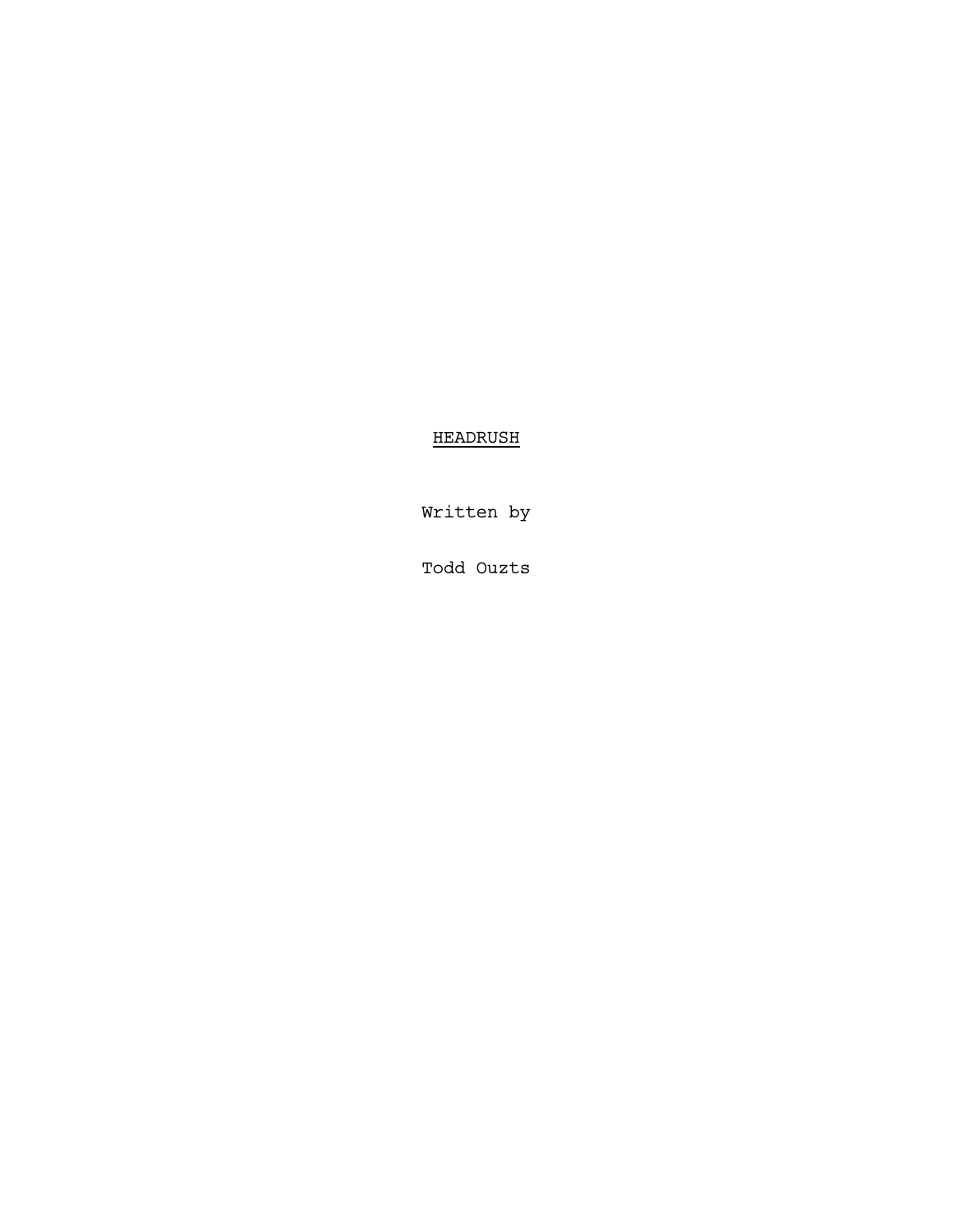<u>HEADRUSH</u>

Written by

Todd Ouzts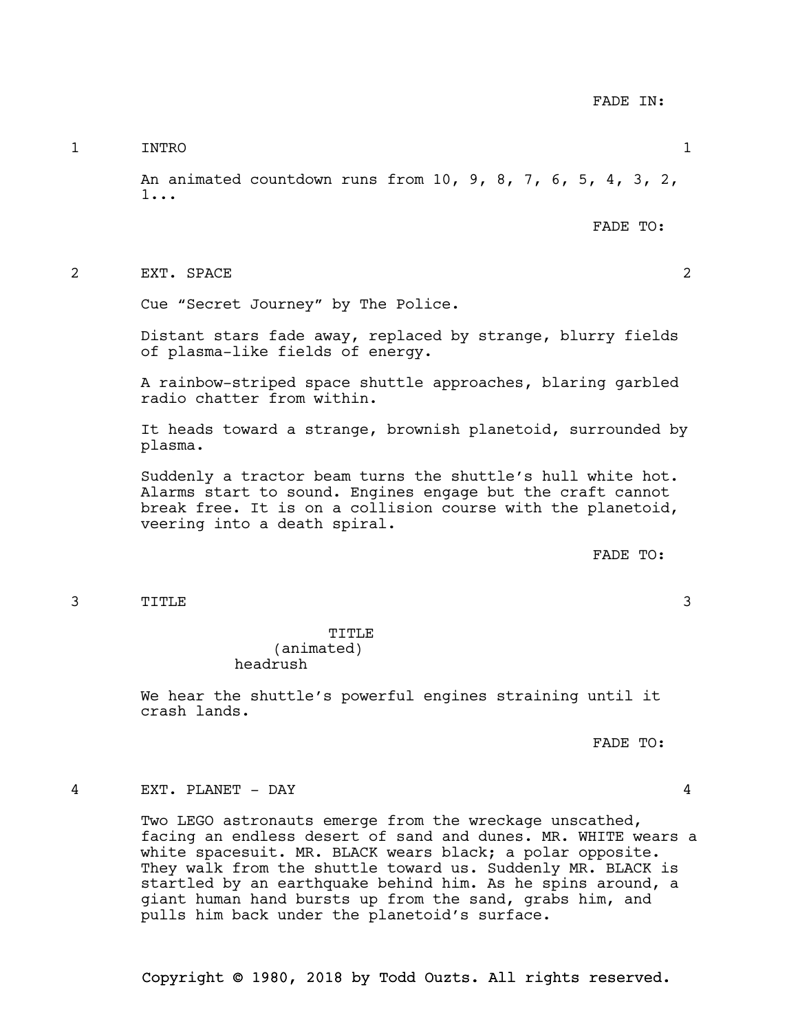FADE IN:

1 INTRO 1

An animated countdown runs from 10, 9, 8, 7, 6, 5, 4, 3, 2, 1...

FADE TO:

2 EXT. SPACE 2

Cue “Secret Journey” by The Police.

Distant stars fade away, replaced by strange, blurry fields of plasma-like fields of energy.

A rainbow-striped space shuttle approaches, blaring garbled radio chatter from within.

It heads toward a strange, brownish planetoid, surrounded by plasma.

Suddenly a tractor beam turns the shuttle’s hull white hot. Alarms start to sound. Engines engage but the craft cannot break free. It is on a collision course with the planetoid, veering into a death spiral.

FADE TO:

3 TITLE 3

TITLE
(animated)
headrush

We hear the shuttle’s powerful engines straining until it crash lands.

FADE TO:

4 EXT. PLANET - DAY 4

Two LEGO astronauts emerge from the wreckage unscathed, facing an endless desert of sand and dunes. MR. WHITE wears a white spacesuit. MR. BLACK wears black; a polar opposite. They walk from the shuttle toward us. Suddenly MR. BLACK is startled by an earthquake behind him. As he spins around, a giant human hand bursts up from the sand, grabs him, and pulls him back under the planetoid’s surface.

Copyright © 1980, 2018 by Todd Ouzts. All rights reserved.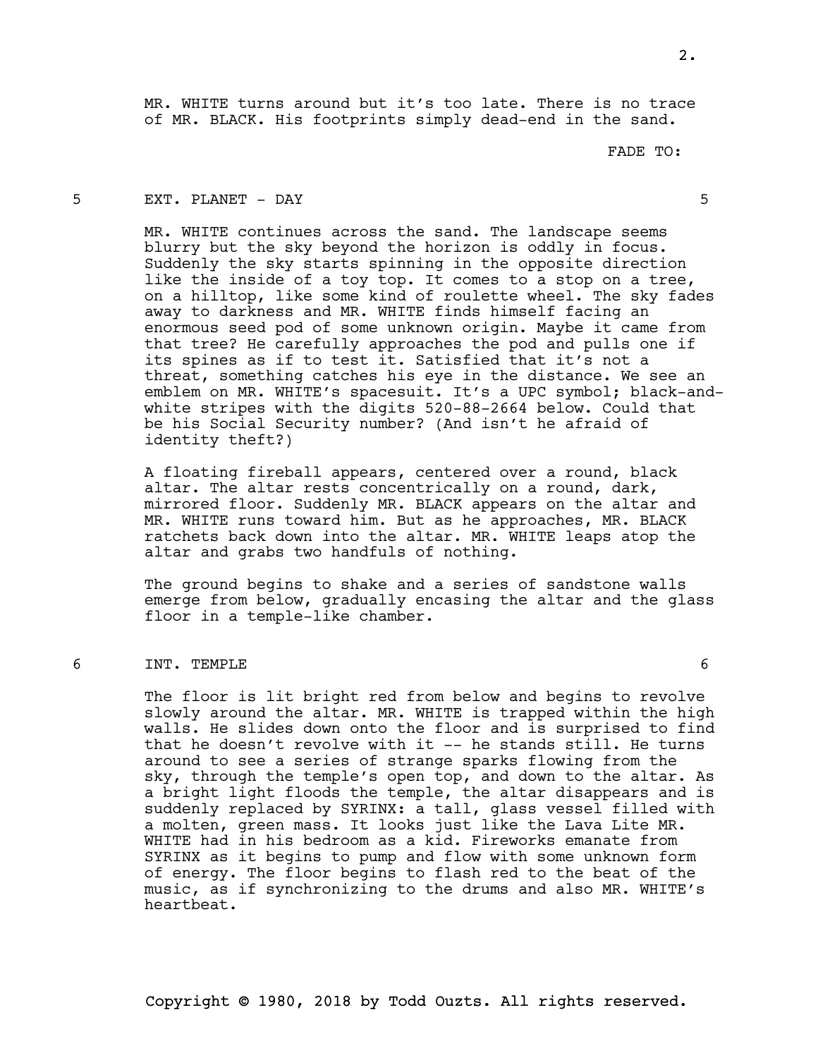MR. WHITE turns around but it’s too late. There is no trace of MR. BLACK. His footprints simply dead-end in the sand.

FADE TO:

5 EXT. PLANET - DAY 5

MR. WHITE continues across the sand. The landscape seems blurry but the sky beyond the horizon is oddly in focus. Suddenly the sky starts spinning in the opposite direction like the inside of a toy top. It comes to a stop on a tree, on a hilltop, like some kind of roulette wheel. The sky fades away to darkness and MR. WHITE finds himself facing an enormous seed pod of some unknown origin. Maybe it came from that tree? He carefully approaches the pod and pulls one if its spines as if to test it. Satisfied that it’s not a threat, something catches his eye in the distance. We see an emblem on MR. WHITE’s spacesuit. It’s a UPC symbol; black-and-white stripes with the digits 520-88-2664 below. Could that be his Social Security number? (And isn’t he afraid of identity theft?)

A floating fireball appears, centered over a round, black altar. The altar rests concentrically on a round, dark, mirrored floor. Suddenly MR. BLACK appears on the altar and MR. WHITE runs toward him. But as he approaches, MR. BLACK ratchets back down into the altar. MR. WHITE leaps atop the altar and grabs two handfuls of nothing.

The ground begins to shake and a series of sandstone walls emerge from below, gradually encasing the altar and the glass floor in a temple-like chamber.

6 INT. TEMPLE 6

The floor is lit bright red from below and begins to revolve slowly around the altar. MR. WHITE is trapped within the high walls. He slides down onto the floor and is surprised to find that he doesn’t revolve with it -- he stands still. He turns around to see a series of strange sparks flowing from the sky, through the temple’s open top, and down to the altar. As a bright light floods the temple, the altar disappears and is suddenly replaced by SYRINX: a tall, glass vessel filled with a molten, green mass. It looks just like the Lava Lite MR. WHITE had in his bedroom as a kid. Fireworks emanate from SYRINX as it begins to pump and flow with some unknown form of energy. The floor begins to flash red to the beat of the music, as if synchronizing to the drums and also MR. WHITE’s heartbeat.

Copyright © 1980, 2018 by Todd Ouzts. All rights reserved.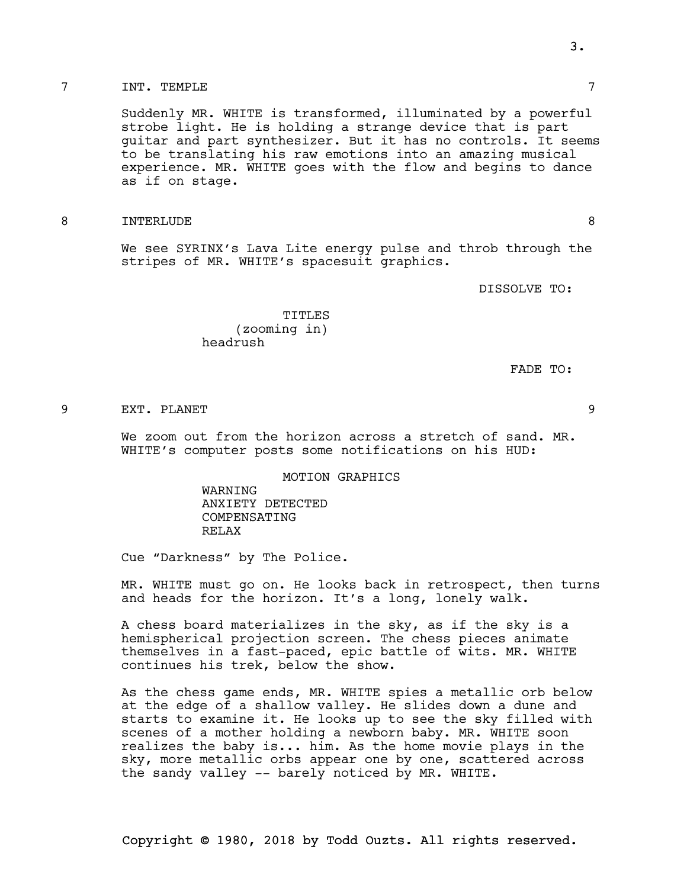7 INT. TEMPLE 7

Suddenly MR. WHITE is transformed, illuminated by a powerful strobe light. He is holding a strange device that is part guitar and part synthesizer. But it has no controls. It seems to be translating his raw emotions into an amazing musical experience. MR. WHITE goes with the flow and begins to dance as if on stage.

8 INTERLUDE 8

We see SYRINX's Lava Lite energy pulse and throb through the stripes of MR. WHITE's spacesuit graphics.

DISSOLVE TO:

TITLES
(zooming in)
headrush

FADE TO:

9 EXT. PLANET 9

We zoom out from the horizon across a stretch of sand. MR. WHITE's computer posts some notifications on his HUD:

MOTION GRAPHICS
WARNING
ANXIETY DETECTED
COMPENSATING
RELAX

Cue "Darkness" by The Police.

MR. WHITE must go on. He looks back in retrospect, then turns and heads for the horizon. It's a long, lonely walk.

A chess board materializes in the sky, as if the sky is a hemispherical projection screen. The chess pieces animate themselves in a fast-paced, epic battle of wits. MR. WHITE continues his trek, below the show.

As the chess game ends, MR. WHITE spies a metallic orb below at the edge of a shallow valley. He slides down a dune and starts to examine it. He looks up to see the sky filled with scenes of a mother holding a newborn baby. MR. WHITE soon realizes the baby is... him. As the home movie plays in the sky, more metallic orbs appear one by one, scattered across the sandy valley -- barely noticed by MR. WHITE.

Copyright © 1980, 2018 by Todd Ouzts. All rights reserved.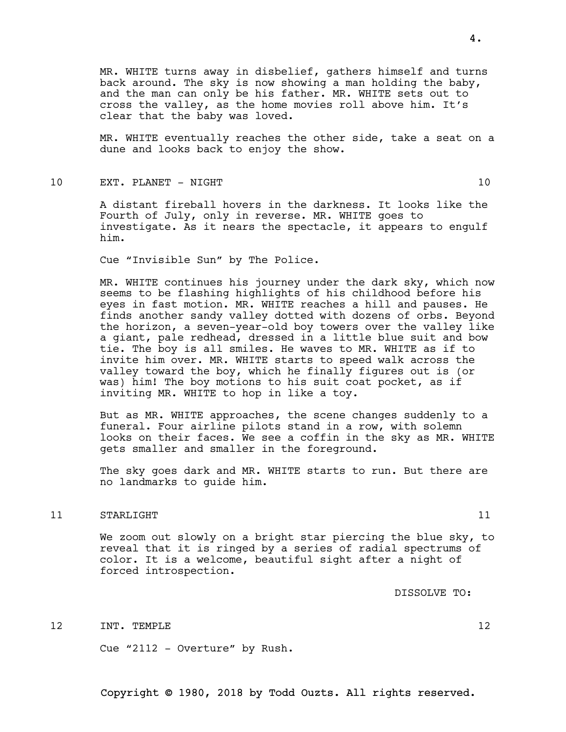MR. WHITE turns away in disbelief, gathers himself and turns back around. The sky is now showing a man holding the baby, and the man can only be his father. MR. WHITE sets out to cross the valley, as the home movies roll above him. It's clear that the baby was loved.

MR. WHITE eventually reaches the other side, take a seat on a dune and looks back to enjoy the show.

## 10 EXT. PLANET - NIGHT 10

A distant fireball hovers in the darkness. It looks like the Fourth of July, only in reverse. MR. WHITE goes to investigate. As it nears the spectacle, it appears to engulf him.

Cue "Invisible Sun" by The Police.

MR. WHITE continues his journey under the dark sky, which now seems to be flashing highlights of his childhood before his eyes in fast motion. MR. WHITE reaches a hill and pauses. He finds another sandy valley dotted with dozens of orbs. Beyond the horizon, a seven-year-old boy towers over the valley like a giant, pale redhead, dressed in a little blue suit and bow tie. The boy is all smiles. He waves to MR. WHITE as if to invite him over. MR. WHITE starts to speed walk across the valley toward the boy, which he finally figures out is (or was) him! The boy motions to his suit coat pocket, as if inviting MR. WHITE to hop in like a toy.

But as MR. WHITE approaches, the scene changes suddenly to a funeral. Four airline pilots stand in a row, with solemn looks on their faces. We see a coffin in the sky as MR. WHITE gets smaller and smaller in the foreground.

The sky goes dark and MR. WHITE starts to run. But there are no landmarks to guide him.

## 11 STARLIGHT 11

We zoom out slowly on a bright star piercing the blue sky, to reveal that it is ringed by a series of radial spectrums of color. It is a welcome, beautiful sight after a night of forced introspection.

DISSOLVE TO:

## 12 INT. TEMPLE 12

Cue "2112 - Overture" by Rush.

Copyright © 1980, 2018 by Todd Ouzts. All rights reserved.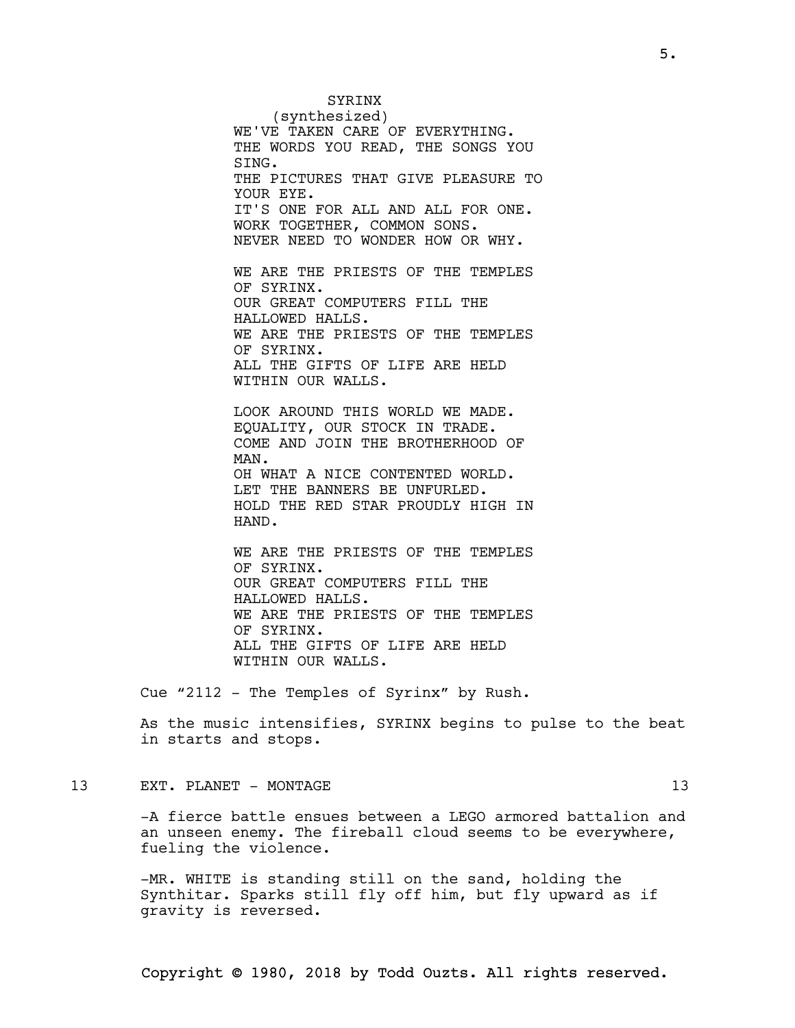SYRINX
(synthesized)
WE'VE TAKEN CARE OF EVERYTHING.
THE WORDS YOU READ, THE SONGS YOU SING.
THE PICTURES THAT GIVE PLEASURE TO YOUR EYE.
IT'S ONE FOR ALL AND ALL FOR ONE.
WORK TOGETHER, COMMON SONS.
NEVER NEED TO WONDER HOW OR WHY.

WE ARE THE PRIESTS OF THE TEMPLES OF SYRINX.
OUR GREAT COMPUTERS FILL THE HALLOWED HALLS.
WE ARE THE PRIESTS OF THE TEMPLES OF SYRINX.
ALL THE GIFTS OF LIFE ARE HELD WITHIN OUR WALLS.

LOOK AROUND THIS WORLD WE MADE.
EQUALITY, OUR STOCK IN TRADE.
COME AND JOIN THE BROTHERHOOD OF MAN.
OH WHAT A NICE CONTENTED WORLD.
LET THE BANNERS BE UNFURLED.
HOLD THE RED STAR PROUDLY HIGH IN HAND.

WE ARE THE PRIESTS OF THE TEMPLES OF SYRINX.
OUR GREAT COMPUTERS FILL THE HALLOWED HALLS.
WE ARE THE PRIESTS OF THE TEMPLES OF SYRINX.
ALL THE GIFTS OF LIFE ARE HELD WITHIN OUR WALLS.

Cue "2112 - The Temples of Syrinx" by Rush.

As the music intensifies, SYRINX begins to pulse to the beat in starts and stops.

13 EXT. PLANET - MONTAGE 13

-A fierce battle ensues between a LEGO armored battalion and an unseen enemy. The fireball cloud seems to be everywhere, fueling the violence.

-MR. WHITE is standing still on the sand, holding the Synthitar. Sparks still fly off him, but fly upward as if gravity is reversed.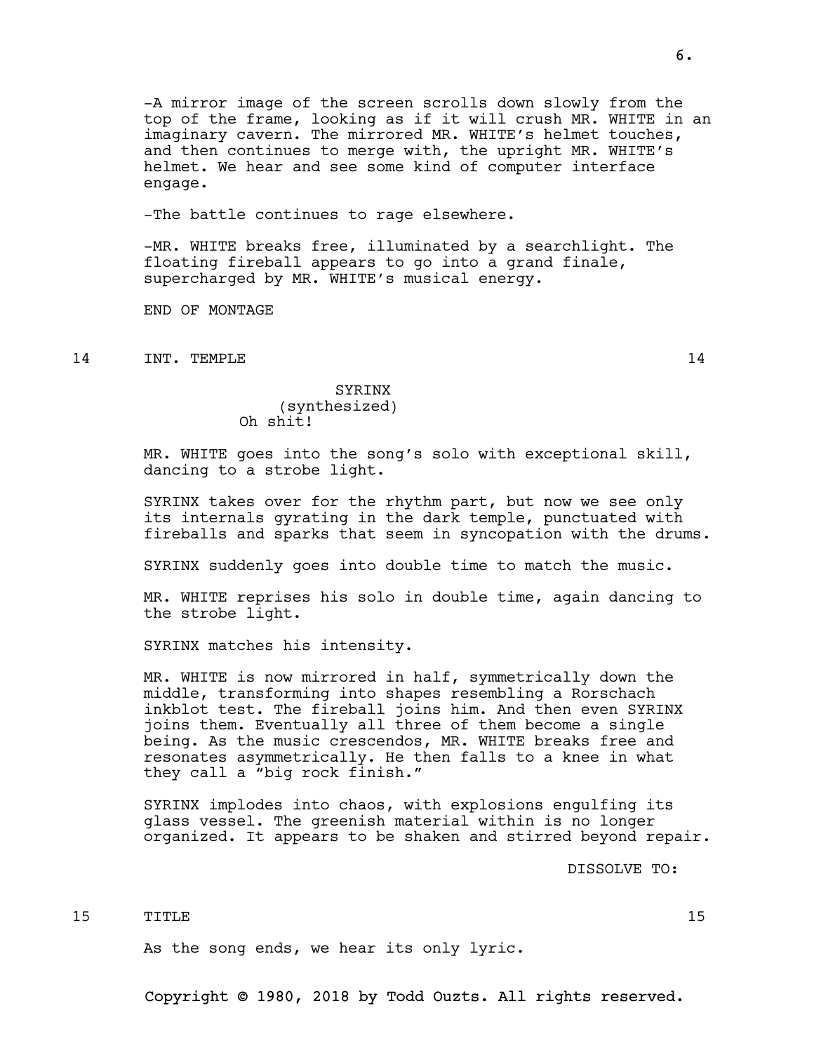-A mirror image of the screen scrolls down slowly from the top of the frame, looking as if it will crush MR. WHITE in an imaginary cavern. The mirrored MR. WHITE's helmet touches, and then continues to merge with, the upright MR. WHITE's helmet. We hear and see some kind of computer interface engage.

-The battle continues to rage elsewhere.

-MR. WHITE breaks free, illuminated by a searchlight. The floating fireball appears to go into a grand finale, supercharged by MR. WHITE's musical energy.

END OF MONTAGE

14 INT. TEMPLE 14

SYRINX
(synthesized)
Oh shit!

MR. WHITE goes into the song's solo with exceptional skill, dancing to a strobe light.

SYRINX takes over for the rhythm part, but now we see only its internals gyrating in the dark temple, punctuated with fireballs and sparks that seem in syncopation with the drums.

SYRINX suddenly goes into double time to match the music.

MR. WHITE reprises his solo in double time, again dancing to the strobe light.

SYRINX matches his intensity.

MR. WHITE is now mirrored in half, symmetrically down the middle, transforming into shapes resembling a Rorschach inkblot test. The fireball joins him. And then even SYRINX joins them. Eventually all three of them become a single being. As the music crescendos, MR. WHITE breaks free and resonates asymmetrically. He then falls to a knee in what they call a "big rock finish."

SYRINX implodes into chaos, with explosions engulfing its glass vessel. The greenish material within is no longer organized. It appears to be shaken and stirred beyond repair.

DISSOLVE TO:

15 TITLE 15

As the song ends, we hear its only lyric.

Copyright © 1980, 2018 by Todd Ouzts. All rights reserved.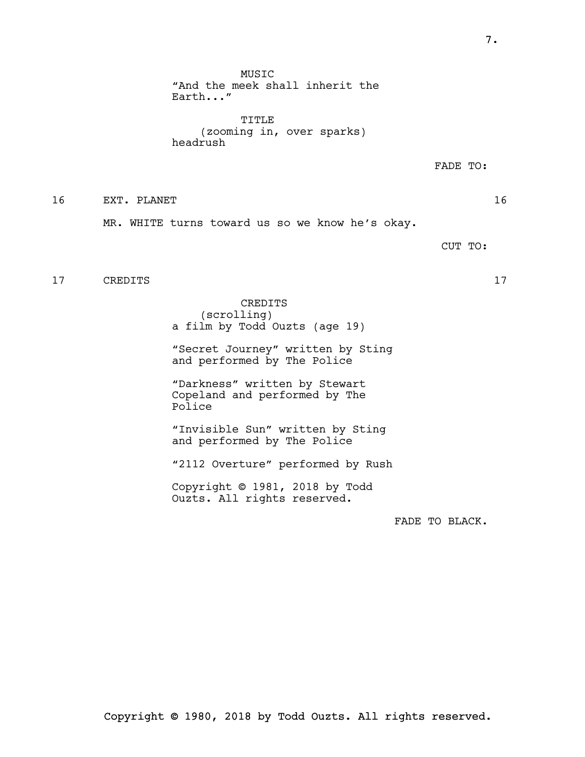MUSIC
"And the meek shall inherit the Earth..."

TITLE
(zooming in, over sparks)
headrush

FADE TO:

16 EXT. PLANET 16

MR. WHITE turns toward us so we know he's okay.

CUT TO:

17 CREDITS 17

CREDITS
(scrolling)
a film by Todd Ouzts (age 19)

"Secret Journey" written by Sting and performed by The Police

"Darkness" written by Stewart Copeland and performed by The Police

"Invisible Sun" written by Sting and performed by The Police

"2112 Overture" performed by Rush

Copyright © 1981, 2018 by Todd Ouzts. All rights reserved.

FADE TO BLACK.

Copyright © 1980, 2018 by Todd Ouzts. All rights reserved.